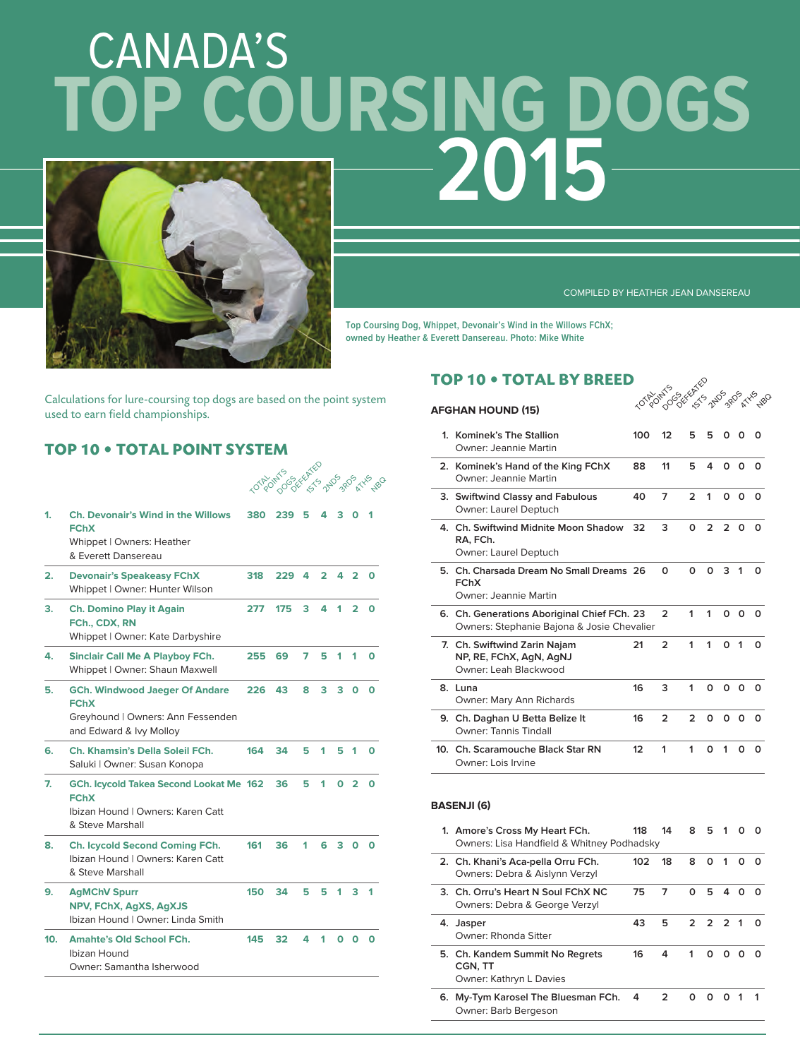# CANADA'S TOP COURSING DOGS 2015

COMPILED BY HEATHER JEAN DANSEREAU

Top Coursing Dog, Whippet, Devonair's Wind in the Willows FChX; owned by Heather & Everett Dansereau. Photo: Mike White

Calculations for lure-coursing top dogs are based on the point system used to earn field championships.

## TOP 10 • TOTAL POINT SYSTEM

| | Dog | Total Points | Dogs Defeated | 1sts | 2nds | 3rds | 4ths | NBQ |
|---|---|---|---|---|---|---|---|---|
| 1. | **Ch. Devonair's Wind in the Willows FChX**<br>Whippet \| Owners: Heather & Everett Dansereau | 380 | 239 | 5 | 4 | 3 | 0 | 1 |
| 2. | **Devonair's Speakeasy FChX**<br>Whippet \| Owner: Hunter Wilson | 318 | 229 | 4 | 2 | 4 | 2 | 0 |
| 3. | **Ch. Domino Play it Again FCh., CDX, RN**<br>Whippet \| Owner: Kate Darbyshire | 277 | 175 | 3 | 4 | 1 | 2 | 0 |
| 4. | **Sinclair Call Me A Playboy FCh.**<br>Whippet \| Owner: Shaun Maxwell | 255 | 69 | 7 | 5 | 1 | 1 | 0 |
| 5. | **GCh. Windwood Jaeger Of Andare FChX**<br>Greyhound \| Owners: Ann Fessenden and Edward & Ivy Molloy | 226 | 43 | 8 | 3 | 3 | 0 | 0 |
| 6. | **Ch. Khamsin's Della Soleil FCh.**<br>Saluki \| Owner: Susan Konopa | 164 | 34 | 5 | 1 | 5 | 1 | 0 |
| 7. | **GCh. Icycold Takea Second Lookat Me FChX**<br>Ibizan Hound \| Owners: Karen Catt & Steve Marshall | 162 | 36 | 5 | 1 | 0 | 2 | 0 |
| 8. | **Ch. Icycold Second Coming FCh.**<br>Ibizan Hound \| Owners: Karen Catt & Steve Marshall | 161 | 36 | 1 | 6 | 3 | 0 | 0 |
| 9. | **AgMChV Spurr NPV, FChX, AgXS, AgXJS**<br>Ibizan Hound \| Owner: Linda Smith | 150 | 34 | 5 | 5 | 1 | 3 | 1 |
| 10. | **Amahte's Old School FCh.**<br>Ibizan Hound<br>Owner: Samantha Isherwood | 145 | 32 | 4 | 1 | 0 | 0 | 0 |

## TOP 10 • TOTAL BY BREED

### AFGHAN HOUND (15)

| | Dog | Total Points | Dogs Defeated | 1sts | 2nds | 3rds | 4ths | NBQ |
|---|---|---|---|---|---|---|---|---|
| 1. | Kominek's The Stallion<br>Owner: Jeannie Martin | 100 | 12 | 5 | 5 | 0 | 0 | 0 |
| 2. | Kominek's Hand of the King FChX<br>Owner: Jeannie Martin | 88 | 11 | 5 | 4 | 0 | 0 | 0 |
| 3. | Swiftwind Classy and Fabulous<br>Owner: Laurel Deptuch | 40 | 7 | 2 | 1 | 0 | 0 | 0 |
| 4. | Ch. Swiftwind Midnite Moon Shadow RA, FCh.<br>Owner: Laurel Deptuch | 32 | 3 | 0 | 2 | 2 | 0 | 0 |
| 5. | Ch. Charsada Dream No Small Dreams FChX<br>Owner: Jeannie Martin | 26 | 0 | 0 | 0 | 3 | 1 | 0 |
| 6. | Ch. Generations Aboriginal Chief FCh.<br>Owners: Stephanie Bajona & Josie Chevalier | 23 | 2 | 1 | 1 | 0 | 0 | 0 |
| 7. | Ch. Swiftwind Zarin Najam NP, RE, FChX, AgN, AgNJ<br>Owner: Leah Blackwood | 21 | 2 | 1 | 1 | 0 | 1 | 0 |
| 8. | Luna<br>Owner: Mary Ann Richards | 16 | 3 | 1 | 0 | 0 | 0 | 0 |
| 9. | Ch. Daghan U Betta Belize It<br>Owner: Tannis Tindall | 16 | 2 | 2 | 0 | 0 | 0 | 0 |
| 10. | Ch. Scaramouche Black Star RN<br>Owner: Lois Irvine | 12 | 1 | 1 | 0 | 1 | 0 | 0 |

### BASENJI (6)

| | Dog | Total Points | Dogs Defeated | 1sts | 2nds | 3rds | 4ths | NBQ |
|---|---|---|---|---|---|---|---|---|
| 1. | Amore's Cross My Heart FCh.<br>Owners: Lisa Handfield & Whitney Podhadsky | 118 | 14 | 8 | 5 | 1 | 0 | 0 |
| 2. | Ch. Khani's Aca-pella Orru FCh.<br>Owners: Debra & Aislynn Verzyl | 102 | 18 | 8 | 0 | 1 | 0 | 0 |
| 3. | Ch. Orru's Heart N Soul FChX NC<br>Owners: Debra & George Verzyl | 75 | 7 | 0 | 5 | 4 | 0 | 0 |
| 4. | Jasper<br>Owner: Rhonda Sitter | 43 | 5 | 2 | 2 | 2 | 1 | 0 |
| 5. | Ch. Kandem Summit No Regrets CGN, TT<br>Owner: Kathryn L Davies | 16 | 4 | 1 | 0 | 0 | 0 | 0 |
| 6. | My-Tym Karosel The Bluesman FCh.<br>Owner: Barb Bergeson | 4 | 2 | 0 | 0 | 0 | 1 | 1 |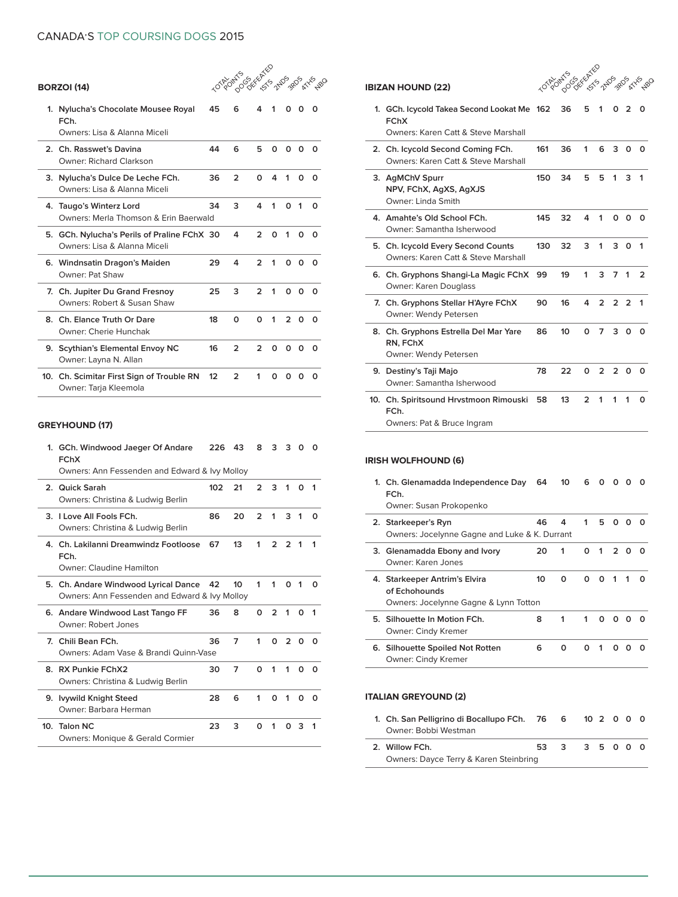# CANADA'S TOP COURSING DOGS 2015

## BORZOI (14)

| | Dog / Owner | Total Points | Dogs Defeated | 1STS | 2NDS | 3RDS | 4THS | NBQ |
|---|---|---|---|---|---|---|---|---|
| 1. | Nylucha's Chocolate Mousee Royal FCh.<br>Owners: Lisa & Alanna Miceli | 45 | 6 | 4 | 1 | 0 | 0 | 0 |
| 2. | Ch. Rasswet's Davina<br>Owner: Richard Clarkson | 44 | 6 | 5 | 0 | 0 | 0 | 0 |
| 3. | Nylucha's Dulce De Leche FCh.<br>Owners: Lisa & Alanna Miceli | 36 | 2 | 0 | 4 | 1 | 0 | 0 |
| 4. | Taugo's Winterz Lord<br>Owners: Merla Thomson & Erin Baerwald | 34 | 3 | 4 | 1 | 0 | 1 | 0 |
| 5. | GCh. Nylucha's Perils of Praline FChX<br>Owners: Lisa & Alanna Miceli | 30 | 4 | 2 | 0 | 1 | 0 | 0 |
| 6. | Windnsatin Dragon's Maiden<br>Owner: Pat Shaw | 29 | 4 | 2 | 1 | 0 | 0 | 0 |
| 7. | Ch. Jupiter Du Grand Fresnoy<br>Owners: Robert & Susan Shaw | 25 | 3 | 2 | 1 | 0 | 0 | 0 |
| 8. | Ch. Elance Truth Or Dare<br>Owner: Cherie Hunchak | 18 | 0 | 0 | 1 | 2 | 0 | 0 |
| 9. | Scythian's Elemental Envoy NC<br>Owner: Layna N. Allan | 16 | 2 | 2 | 0 | 0 | 0 | 0 |
| 10. | Ch. Scimitar First Sign of Trouble RN<br>Owner: Tarja Kleemola | 12 | 2 | 1 | 0 | 0 | 0 | 0 |

## GREYHOUND (17)

| | Dog / Owner | Total Points | Dogs Defeated | 1STS | 2NDS | 3RDS | 4THS | NBQ |
|---|---|---|---|---|---|---|---|---|
| 1. | GCh. Windwood Jaeger Of Andare FChX<br>Owners: Ann Fessenden and Edward & Ivy Molloy | 226 | 43 | 8 | 3 | 3 | 0 | 0 |
| 2. | Quick Sarah<br>Owners: Christina & Ludwig Berlin | 102 | 21 | 2 | 3 | 1 | 0 | 1 |
| 3. | I Love All Fools FCh.<br>Owners: Christina & Ludwig Berlin | 86 | 20 | 2 | 1 | 3 | 1 | 0 |
| 4. | Ch. Lakilanni Dreamwindz Footloose FCh.<br>Owner: Claudine Hamilton | 67 | 13 | 1 | 2 | 2 | 1 | 1 |
| 5. | Ch. Andare Windwood Lyrical Dance<br>Owners: Ann Fessenden and Edward & Ivy Molloy | 42 | 10 | 1 | 1 | 0 | 1 | 0 |
| 6. | Andare Windwood Last Tango FF<br>Owner: Robert Jones | 36 | 8 | 0 | 2 | 1 | 0 | 1 |
| 7. | Chili Bean FCh.<br>Owners: Adam Vase & Brandi Quinn-Vase | 36 | 7 | 1 | 0 | 2 | 0 | 0 |
| 8. | RX Punkie FChX2<br>Owners: Christina & Ludwig Berlin | 30 | 7 | 0 | 1 | 1 | 0 | 0 |
| 9. | Ivywild Knight Steed<br>Owner: Barbara Herman | 28 | 6 | 1 | 0 | 1 | 0 | 0 |
| 10. | Talon NC<br>Owners: Monique & Gerald Cormier | 23 | 3 | 0 | 1 | 0 | 3 | 1 |

## IBIZAN HOUND (22)

| | Dog / Owner | Total Points | Dogs Defeated | 1STS | 2NDS | 3RDS | 4THS | NBQ |
|---|---|---|---|---|---|---|---|---|
| 1. | GCh. Icycold Takea Second Lookat Me FChX<br>Owners: Karen Catt & Steve Marshall | 162 | 36 | 5 | 1 | 0 | 2 | 0 |
| 2. | Ch. Icycold Second Coming FCh.<br>Owners: Karen Catt & Steve Marshall | 161 | 36 | 1 | 6 | 3 | 0 | 0 |
| 3. | AgMChV Spurr NPV, FChX, AgXS, AgXJS<br>Owner: Linda Smith | 150 | 34 | 5 | 5 | 1 | 3 | 1 |
| 4. | Amahte's Old School FCh.<br>Owner: Samantha Isherwood | 145 | 32 | 4 | 1 | 0 | 0 | 0 |
| 5. | Ch. Icycold Every Second Counts<br>Owners: Karen Catt & Steve Marshall | 130 | 32 | 3 | 1 | 3 | 0 | 1 |
| 6. | Ch. Gryphons Shangi-La Magic FChX<br>Owner: Karen Douglass | 99 | 19 | 1 | 3 | 7 | 1 | 2 |
| 7. | Ch. Gryphons Stellar H'Ayre FChX<br>Owner: Wendy Petersen | 90 | 16 | 4 | 2 | 2 | 2 | 1 |
| 8. | Ch. Gryphons Estrella Del Mar Yare RN, FChX<br>Owner: Wendy Petersen | 86 | 10 | 0 | 7 | 3 | 0 | 0 |
| 9. | Destiny's Taji Majo<br>Owner: Samantha Isherwood | 78 | 22 | 0 | 2 | 2 | 0 | 0 |
| 10. | Ch. Spiritsound Hrvstmoon Rimouski FCh.<br>Owners: Pat & Bruce Ingram | 58 | 13 | 2 | 1 | 1 | 1 | 0 |

## IRISH WOLFHOUND (6)

| | Dog / Owner | Total Points | Dogs Defeated | 1STS | 2NDS | 3RDS | 4THS | NBQ |
|---|---|---|---|---|---|---|---|---|
| 1. | Ch. Glenamadda Independence Day FCh.<br>Owner: Susan Prokopenko | 64 | 10 | 6 | 0 | 0 | 0 | 0 |
| 2. | Starkeeper's Ryn<br>Owners: Jocelynne Gagne and Luke & K. Durrant | 46 | 4 | 1 | 5 | 0 | 0 | 0 |
| 3. | Glenamadda Ebony and Ivory<br>Owner: Karen Jones | 20 | 1 | 0 | 1 | 2 | 0 | 0 |
| 4. | Starkeeper Antrim's Elvira of Echohounds<br>Owners: Jocelynne Gagne & Lynn Totton | 10 | 0 | 0 | 0 | 1 | 1 | 0 |
| 5. | Silhouette In Motion FCh.<br>Owner: Cindy Kremer | 8 | 1 | 1 | 0 | 0 | 0 | 0 |
| 6. | Silhouette Spoiled Not Rotten<br>Owner: Cindy Kremer | 6 | 0 | 0 | 1 | 0 | 0 | 0 |

## ITALIAN GREYOUND (2)

| | Dog / Owner | Total Points | Dogs Defeated | 1STS | 2NDS | 3RDS | 4THS | NBQ |
|---|---|---|---|---|---|---|---|---|
| 1. | Ch. San Pelligrino di Bocallupo FCh.<br>Owner: Bobbi Westman | 76 | 6 | 10 | 2 | 0 | 0 | 0 |
| 2. | Willow FCh.<br>Owners: Dayce Terry & Karen Steinbring | 53 | 3 | 3 | 5 | 0 | 0 | 0 |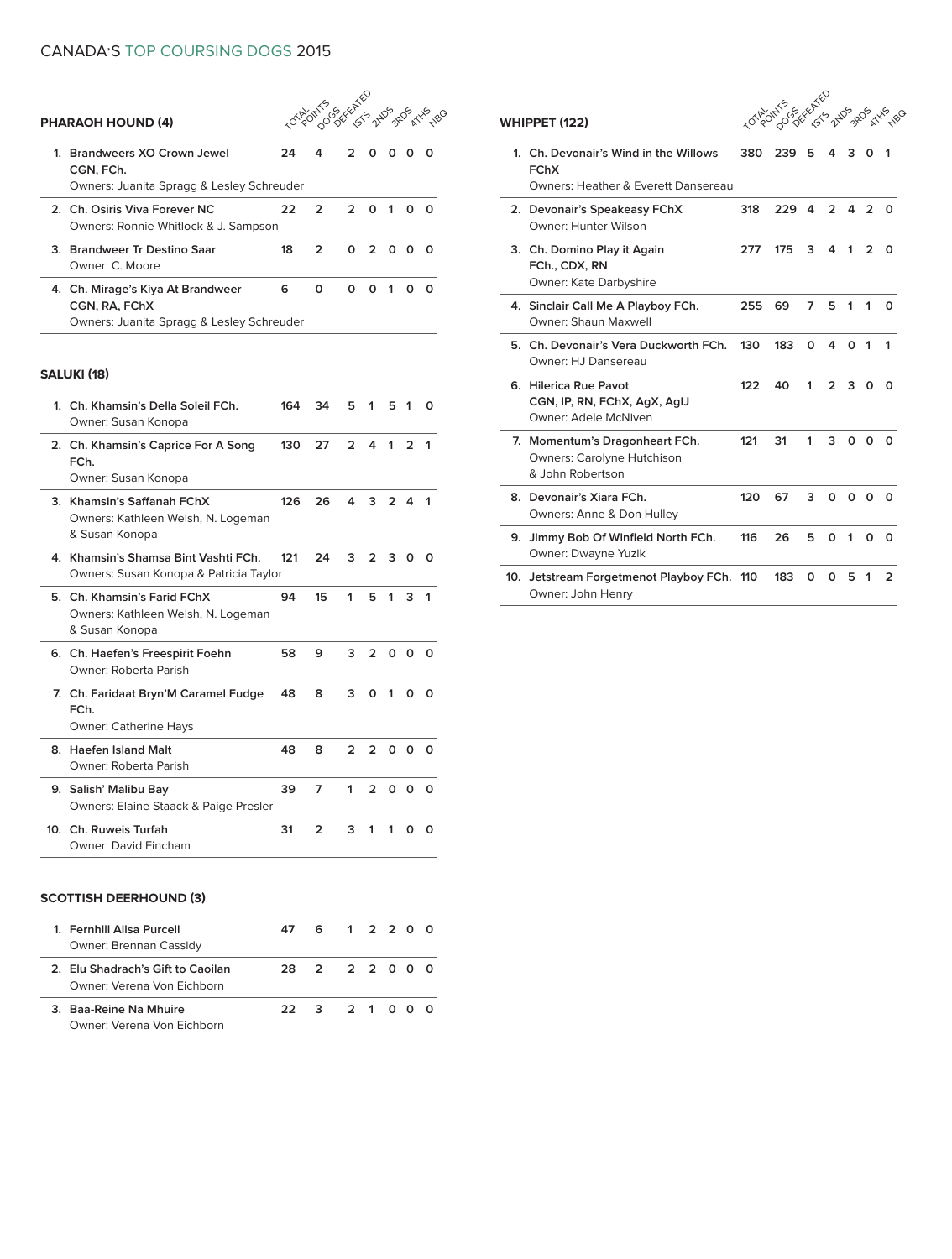# CANADA'S TOP COURSING DOGS 2015

### PHARAOH HOUND (4)

| | Total Points | Dogs Defeated | 1sts | 2nds | 3rds | 4ths | NBQ |
|---|---|---|---|---|---|---|---|
| 1. **Brandweers XO Crown Jewel CGN, FCh.**<br>Owners: Juanita Spragg & Lesley Schreuder | 24 | 4 | 2 | 0 | 0 | 0 | 0 |
| 2. **Ch. Osiris Viva Forever NC**<br>Owners: Ronnie Whitlock & J. Sampson | 22 | 2 | 2 | 0 | 1 | 0 | 0 |
| 3. **Brandweer Tr Destino Saar**<br>Owner: C. Moore | 18 | 2 | 0 | 2 | 0 | 0 | 0 |
| 4. **Ch. Mirage's Kiya At Brandweer CGN, RA, FChX**<br>Owners: Juanita Spragg & Lesley Schreuder | 6 | 0 | 0 | 0 | 1 | 0 | 0 |

### SALUKI (18)

| | Total Points | Dogs Defeated | 1sts | 2nds | 3rds | 4ths | NBQ |
|---|---|---|---|---|---|---|---|
| 1. **Ch. Khamsin's Della Soleil FCh.**<br>Owner: Susan Konopa | 164 | 34 | 5 | 1 | 5 | 1 | 0 |
| 2. **Ch. Khamsin's Caprice For A Song FCh.**<br>Owner: Susan Konopa | 130 | 27 | 2 | 4 | 1 | 2 | 1 |
| 3. **Khamsin's Saffanah FChX**<br>Owners: Kathleen Welsh, N. Logeman & Susan Konopa | 126 | 26 | 4 | 3 | 2 | 4 | 1 |
| 4. **Khamsin's Shamsa Bint Vashti FCh.**<br>Owners: Susan Konopa & Patricia Taylor | 121 | 24 | 3 | 2 | 3 | 0 | 0 |
| 5. **Ch. Khamsin's Farid FChX**<br>Owners: Kathleen Welsh, N. Logeman & Susan Konopa | 94 | 15 | 1 | 5 | 1 | 3 | 1 |
| 6. **Ch. Haefen's Freespirit Foehn**<br>Owner: Roberta Parish | 58 | 9 | 3 | 2 | 0 | 0 | 0 |
| 7. **Ch. Faridaat Bryn'M Caramel Fudge FCh.**<br>Owner: Catherine Hays | 48 | 8 | 3 | 0 | 1 | 0 | 0 |
| 8. **Haefen Island Malt**<br>Owner: Roberta Parish | 48 | 8 | 2 | 2 | 0 | 0 | 0 |
| 9. **Salish' Malibu Bay**<br>Owners: Elaine Staack & Paige Presler | 39 | 7 | 1 | 2 | 0 | 0 | 0 |
| 10. **Ch. Ruweis Turfah**<br>Owner: David Fincham | 31 | 2 | 3 | 1 | 1 | 0 | 0 |

### SCOTTISH DEERHOUND (3)

| | Total Points | Dogs Defeated | 1sts | 2nds | 3rds | 4ths | NBQ |
|---|---|---|---|---|---|---|---|
| 1. **Fernhill Ailsa Purcell**<br>Owner: Brennan Cassidy | 47 | 6 | 1 | 2 | 2 | 0 | 0 |
| 2. **Elu Shadrach's Gift to Caoilan**<br>Owner: Verena Von Eichborn | 28 | 2 | 2 | 2 | 0 | 0 | 0 |
| 3. **Baa-Reine Na Mhuire**<br>Owner: Verena Von Eichborn | 22 | 3 | 2 | 1 | 0 | 0 | 0 |

### WHIPPET (122)

| | Total Points | Dogs Defeated | 1sts | 2nds | 3rds | 4ths | NBQ |
|---|---|---|---|---|---|---|---|
| 1. **Ch. Devonair's Wind in the Willows FChX**<br>Owners: Heather & Everett Dansereau | 380 | 239 | 5 | 4 | 3 | 0 | 1 |
| 2. **Devonair's Speakeasy FChX**<br>Owner: Hunter Wilson | 318 | 229 | 4 | 2 | 4 | 2 | 0 |
| 3. **Ch. Domino Play it Again FCh., CDX, RN**<br>Owner: Kate Darbyshire | 277 | 175 | 3 | 4 | 1 | 2 | 0 |
| 4. **Sinclair Call Me A Playboy FCh.**<br>Owner: Shaun Maxwell | 255 | 69 | 7 | 5 | 1 | 1 | 0 |
| 5. **Ch. Devonair's Vera Duckworth FCh.**<br>Owner: HJ Dansereau | 130 | 183 | 0 | 4 | 0 | 1 | 1 |
| 6. **Hilerica Rue Pavot CGN, IP, RN, FChX, AgX, AgIJ**<br>Owner: Adele McNiven | 122 | 40 | 1 | 2 | 3 | 0 | 0 |
| 7. **Momentum's Dragonheart FCh.**<br>Owners: Carolyne Hutchison & John Robertson | 121 | 31 | 1 | 3 | 0 | 0 | 0 |
| 8. **Devonair's Xiara FCh.**<br>Owners: Anne & Don Hulley | 120 | 67 | 3 | 0 | 0 | 0 | 0 |
| 9. **Jimmy Bob Of Winfield North FCh.**<br>Owner: Dwayne Yuzik | 116 | 26 | 5 | 0 | 1 | 0 | 0 |
| 10. **Jetstream Forgetmenot Playboy FCh.**<br>Owner: John Henry | 110 | 183 | 0 | 0 | 5 | 1 | 2 |